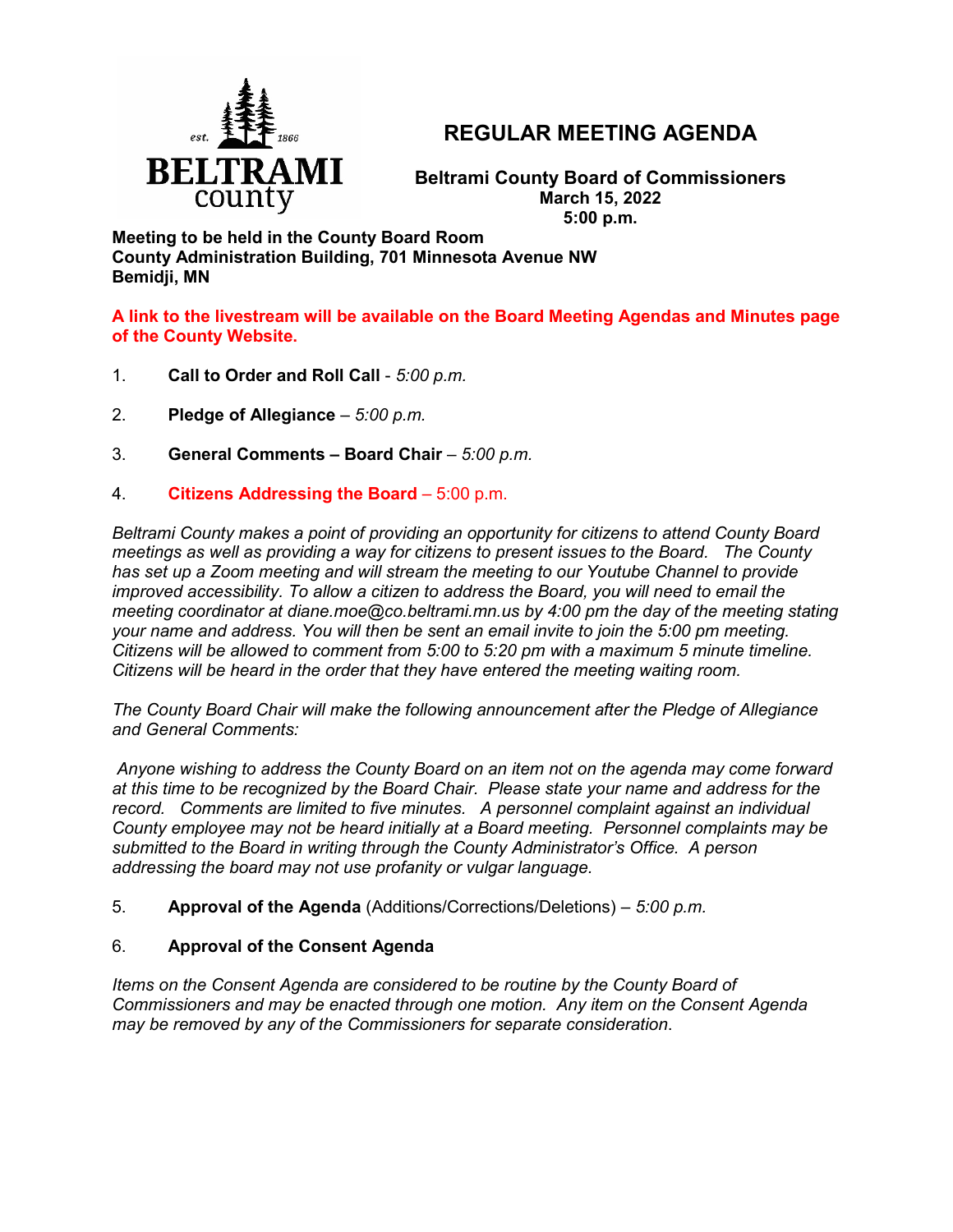# REGULAR MEETING AGENDA

**Beltrami County Board of Commissioners**
**March 15, 2022**
**5:00 p.m.**

**Meeting to be held in the County Board Room**
**County Administration Building, 701 Minnesota Avenue NW**
**Bemidji, MN**

**A link to the livestream will be available on the Board Meeting Agendas and Minutes page of the County Website.**

1. **Call to Order and Roll Call** - *5:00 p.m.*

2. **Pledge of Allegiance** – *5:00 p.m.*

3. **General Comments – Board Chair** – *5:00 p.m.*

4. **Citizens Addressing the Board** – 5:00 p.m.

*Beltrami County makes a point of providing an opportunity for citizens to attend County Board meetings as well as providing a way for citizens to present issues to the Board. The County has set up a Zoom meeting and will stream the meeting to our Youtube Channel to provide improved accessibility. To allow a citizen to address the Board, you will need to email the meeting coordinator at diane.moe@co.beltrami.mn.us by 4:00 pm the day of the meeting stating your name and address. You will then be sent an email invite to join the 5:00 pm meeting. Citizens will be allowed to comment from 5:00 to 5:20 pm with a maximum 5 minute timeline. Citizens will be heard in the order that they have entered the meeting waiting room.*

*The County Board Chair will make the following announcement after the Pledge of Allegiance and General Comments:*

*Anyone wishing to address the County Board on an item not on the agenda may come forward at this time to be recognized by the Board Chair. Please state your name and address for the record. Comments are limited to five minutes. A personnel complaint against an individual County employee may not be heard initially at a Board meeting. Personnel complaints may be submitted to the Board in writing through the County Administrator's Office. A person addressing the board may not use profanity or vulgar language.*

5. **Approval of the Agenda** (Additions/Corrections/Deletions) – *5:00 p.m.*

6. **Approval of the Consent Agenda**

*Items on the Consent Agenda are considered to be routine by the County Board of Commissioners and may be enacted through one motion. Any item on the Consent Agenda may be removed by any of the Commissioners for separate consideration.*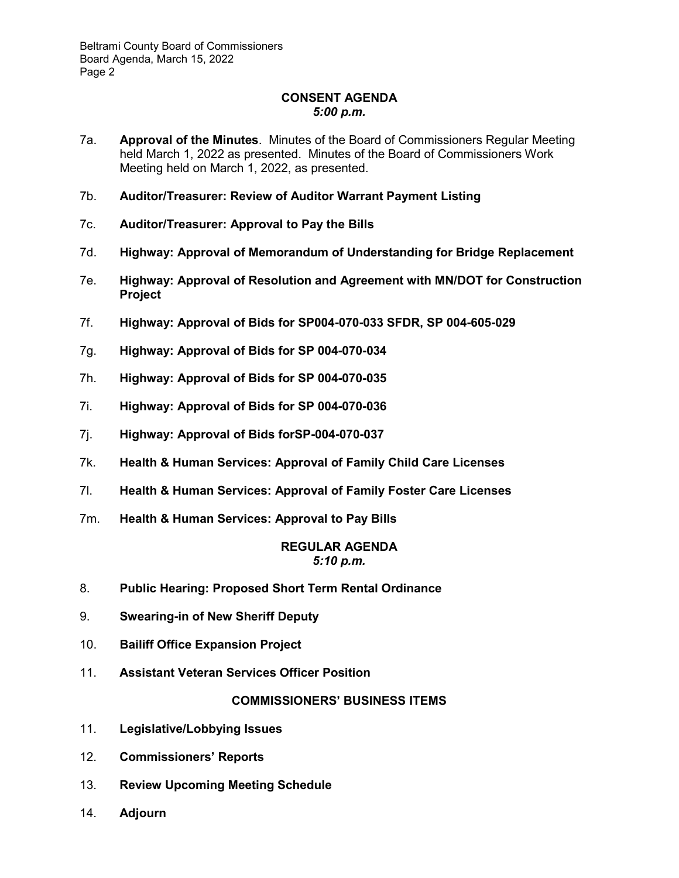## CONSENT AGENDA

*5:00 p.m.*

7a. **Approval of the Minutes**. Minutes of the Board of Commissioners Regular Meeting held March 1, 2022 as presented. Minutes of the Board of Commissioners Work Meeting held on March 1, 2022, as presented.

7b. **Auditor/Treasurer: Review of Auditor Warrant Payment Listing**

7c. **Auditor/Treasurer: Approval to Pay the Bills**

7d. **Highway: Approval of Memorandum of Understanding for Bridge Replacement**

7e. **Highway: Approval of Resolution and Agreement with MN/DOT for Construction Project**

7f. **Highway: Approval of Bids for SP004-070-033 SFDR, SP 004-605-029**

7g. **Highway: Approval of Bids for SP 004-070-034**

7h. **Highway: Approval of Bids for SP 004-070-035**

7i. **Highway: Approval of Bids for SP 004-070-036**

7j. **Highway: Approval of Bids forSP-004-070-037**

7k. **Health & Human Services: Approval of Family Child Care Licenses**

7l. **Health & Human Services: Approval of Family Foster Care Licenses**

7m. **Health & Human Services: Approval to Pay Bills**

## REGULAR AGENDA

*5:10 p.m.*

8. **Public Hearing: Proposed Short Term Rental Ordinance**

9. **Swearing-in of New Sheriff Deputy**

10. **Bailiff Office Expansion Project**

11. **Assistant Veteran Services Officer Position**

## COMMISSIONERS' BUSINESS ITEMS

11. **Legislative/Lobbying Issues**

12. **Commissioners' Reports**

13. **Review Upcoming Meeting Schedule**

14. **Adjourn**